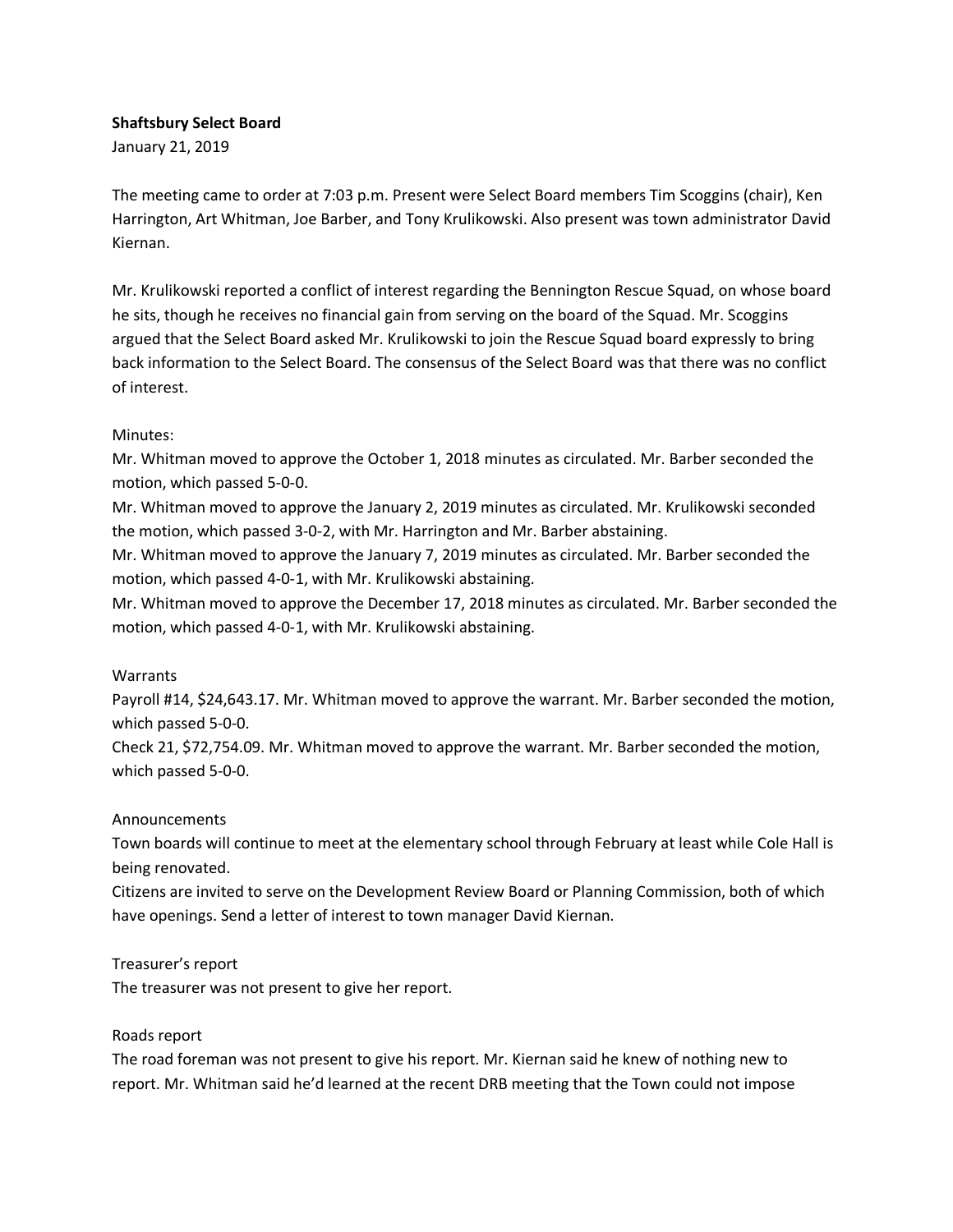**Shaftsbury Select Board**
January 21, 2019

The meeting came to order at 7:03 p.m. Present were Select Board members Tim Scoggins (chair), Ken Harrington, Art Whitman, Joe Barber, and Tony Krulikowski. Also present was town administrator David Kiernan.

Mr. Krulikowski reported a conflict of interest regarding the Bennington Rescue Squad, on whose board he sits, though he receives no financial gain from serving on the board of the Squad. Mr. Scoggins argued that the Select Board asked Mr. Krulikowski to join the Rescue Squad board expressly to bring back information to the Select Board. The consensus of the Select Board was that there was no conflict of interest.

Minutes:
Mr. Whitman moved to approve the October 1, 2018 minutes as circulated. Mr. Barber seconded the motion, which passed 5-0-0.
Mr. Whitman moved to approve the January 2, 2019 minutes as circulated. Mr. Krulikowski seconded the motion, which passed 3-0-2, with Mr. Harrington and Mr. Barber abstaining.
Mr. Whitman moved to approve the January 7, 2019 minutes as circulated. Mr. Barber seconded the motion, which passed 4-0-1, with Mr. Krulikowski abstaining.
Mr. Whitman moved to approve the December 17, 2018 minutes as circulated. Mr. Barber seconded the motion, which passed 4-0-1, with Mr. Krulikowski abstaining.

Warrants
Payroll #14, $24,643.17. Mr. Whitman moved to approve the warrant. Mr. Barber seconded the motion, which passed 5-0-0.
Check 21, $72,754.09. Mr. Whitman moved to approve the warrant. Mr. Barber seconded the motion, which passed 5-0-0.

Announcements
Town boards will continue to meet at the elementary school through February at least while Cole Hall is being renovated.
Citizens are invited to serve on the Development Review Board or Planning Commission, both of which have openings. Send a letter of interest to town manager David Kiernan.

Treasurer's report
The treasurer was not present to give her report.

Roads report
The road foreman was not present to give his report. Mr. Kiernan said he knew of nothing new to report. Mr. Whitman said he'd learned at the recent DRB meeting that the Town could not impose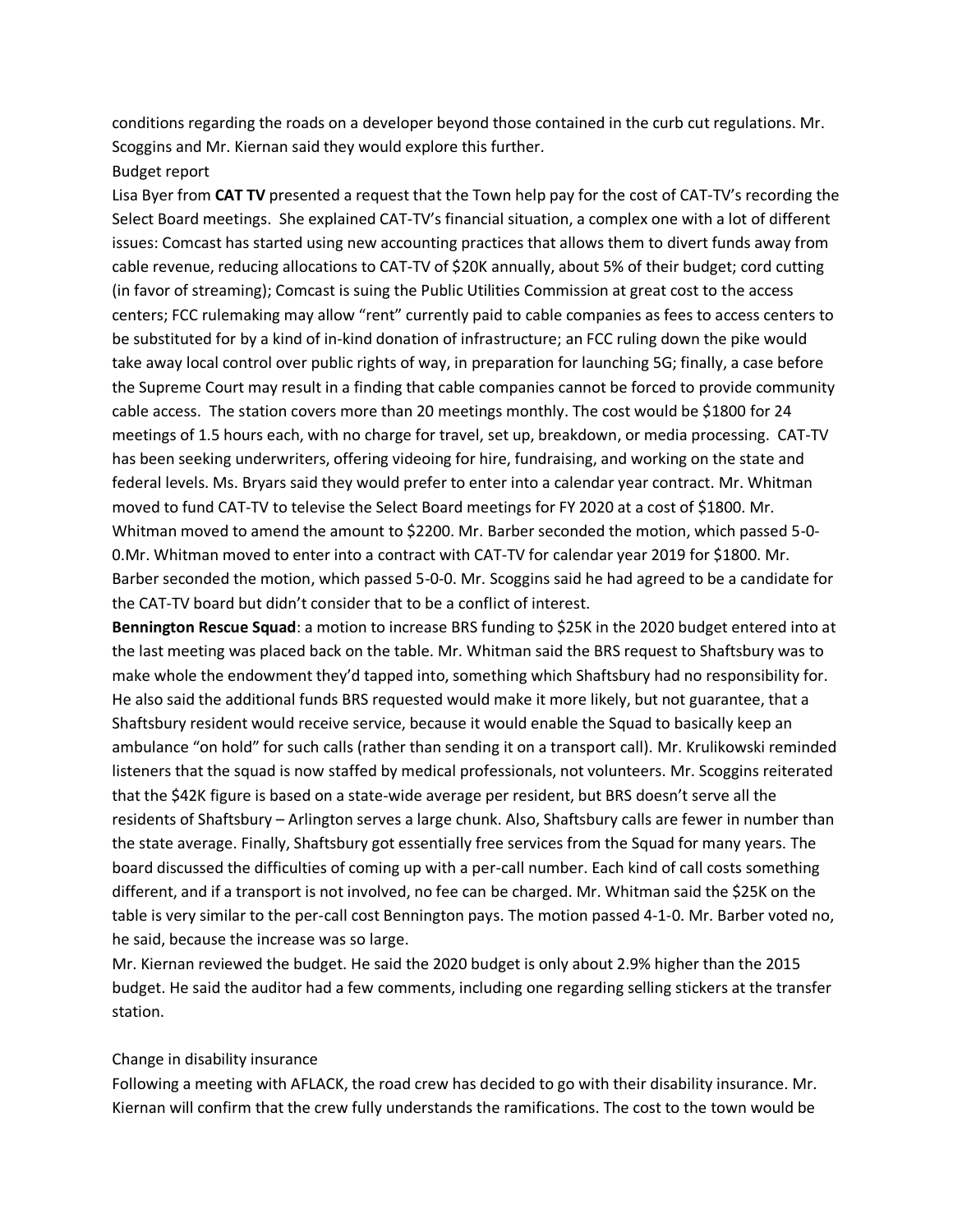conditions regarding the roads on a developer beyond those contained in the curb cut regulations. Mr. Scoggins and Mr. Kiernan said they would explore this further.

Budget report

Lisa Byer from **CAT TV** presented a request that the Town help pay for the cost of CAT-TV's recording the Select Board meetings. She explained CAT-TV's financial situation, a complex one with a lot of different issues: Comcast has started using new accounting practices that allows them to divert funds away from cable revenue, reducing allocations to CAT-TV of $20K annually, about 5% of their budget; cord cutting (in favor of streaming); Comcast is suing the Public Utilities Commission at great cost to the access centers; FCC rulemaking may allow "rent" currently paid to cable companies as fees to access centers to be substituted for by a kind of in-kind donation of infrastructure; an FCC ruling down the pike would take away local control over public rights of way, in preparation for launching 5G; finally, a case before the Supreme Court may result in a finding that cable companies cannot be forced to provide community cable access. The station covers more than 20 meetings monthly. The cost would be $1800 for 24 meetings of 1.5 hours each, with no charge for travel, set up, breakdown, or media processing. CAT-TV has been seeking underwriters, offering videoing for hire, fundraising, and working on the state and federal levels. Ms. Bryars said they would prefer to enter into a calendar year contract. Mr. Whitman moved to fund CAT-TV to televise the Select Board meetings for FY 2020 at a cost of $1800. Mr. Whitman moved to amend the amount to $2200. Mr. Barber seconded the motion, which passed 5-0-0.Mr. Whitman moved to enter into a contract with CAT-TV for calendar year 2019 for $1800. Mr. Barber seconded the motion, which passed 5-0-0. Mr. Scoggins said he had agreed to be a candidate for the CAT-TV board but didn't consider that to be a conflict of interest.

**Bennington Rescue Squad**: a motion to increase BRS funding to $25K in the 2020 budget entered into at the last meeting was placed back on the table. Mr. Whitman said the BRS request to Shaftsbury was to make whole the endowment they'd tapped into, something which Shaftsbury had no responsibility for. He also said the additional funds BRS requested would make it more likely, but not guarantee, that a Shaftsbury resident would receive service, because it would enable the Squad to basically keep an ambulance "on hold" for such calls (rather than sending it on a transport call). Mr. Krulikowski reminded listeners that the squad is now staffed by medical professionals, not volunteers. Mr. Scoggins reiterated that the $42K figure is based on a state-wide average per resident, but BRS doesn't serve all the residents of Shaftsbury – Arlington serves a large chunk. Also, Shaftsbury calls are fewer in number than the state average. Finally, Shaftsbury got essentially free services from the Squad for many years. The board discussed the difficulties of coming up with a per-call number. Each kind of call costs something different, and if a transport is not involved, no fee can be charged. Mr. Whitman said the $25K on the table is very similar to the per-call cost Bennington pays. The motion passed 4-1-0. Mr. Barber voted no, he said, because the increase was so large.

Mr. Kiernan reviewed the budget. He said the 2020 budget is only about 2.9% higher than the 2015 budget. He said the auditor had a few comments, including one regarding selling stickers at the transfer station.

Change in disability insurance

Following a meeting with AFLACK, the road crew has decided to go with their disability insurance. Mr. Kiernan will confirm that the crew fully understands the ramifications. The cost to the town would be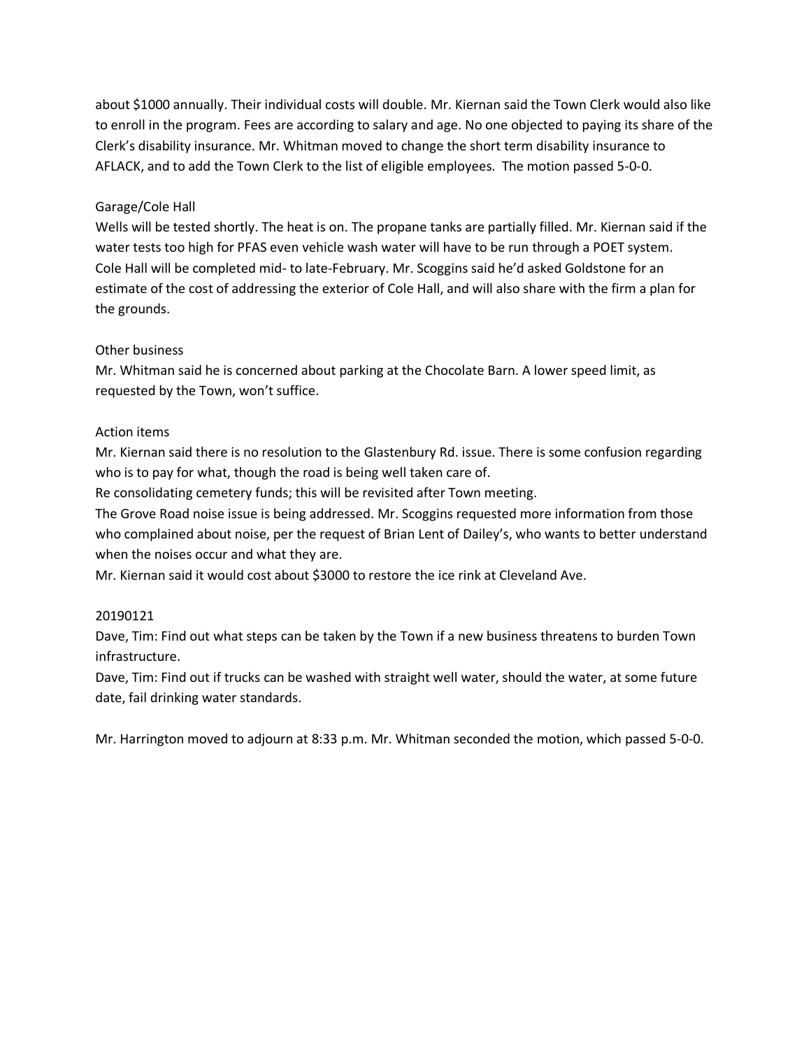about $1000 annually. Their individual costs will double. Mr. Kiernan said the Town Clerk would also like to enroll in the program. Fees are according to salary and age. No one objected to paying its share of the Clerk's disability insurance. Mr. Whitman moved to change the short term disability insurance to AFLACK, and to add the Town Clerk to the list of eligible employees. The motion passed 5-0-0.

Garage/Cole Hall

Wells will be tested shortly. The heat is on. The propane tanks are partially filled. Mr. Kiernan said if the water tests too high for PFAS even vehicle wash water will have to be run through a POET system. Cole Hall will be completed mid- to late-February. Mr. Scoggins said he'd asked Goldstone for an estimate of the cost of addressing the exterior of Cole Hall, and will also share with the firm a plan for the grounds.

Other business

Mr. Whitman said he is concerned about parking at the Chocolate Barn. A lower speed limit, as requested by the Town, won't suffice.

Action items

Mr. Kiernan said there is no resolution to the Glastenbury Rd. issue. There is some confusion regarding who is to pay for what, though the road is being well taken care of.

Re consolidating cemetery funds; this will be revisited after Town meeting.

The Grove Road noise issue is being addressed. Mr. Scoggins requested more information from those who complained about noise, per the request of Brian Lent of Dailey's, who wants to better understand when the noises occur and what they are.

Mr. Kiernan said it would cost about $3000 to restore the ice rink at Cleveland Ave.

20190121

Dave, Tim: Find out what steps can be taken by the Town if a new business threatens to burden Town infrastructure.

Dave, Tim: Find out if trucks can be washed with straight well water, should the water, at some future date, fail drinking water standards.

Mr. Harrington moved to adjourn at 8:33 p.m. Mr. Whitman seconded the motion, which passed 5-0-0.